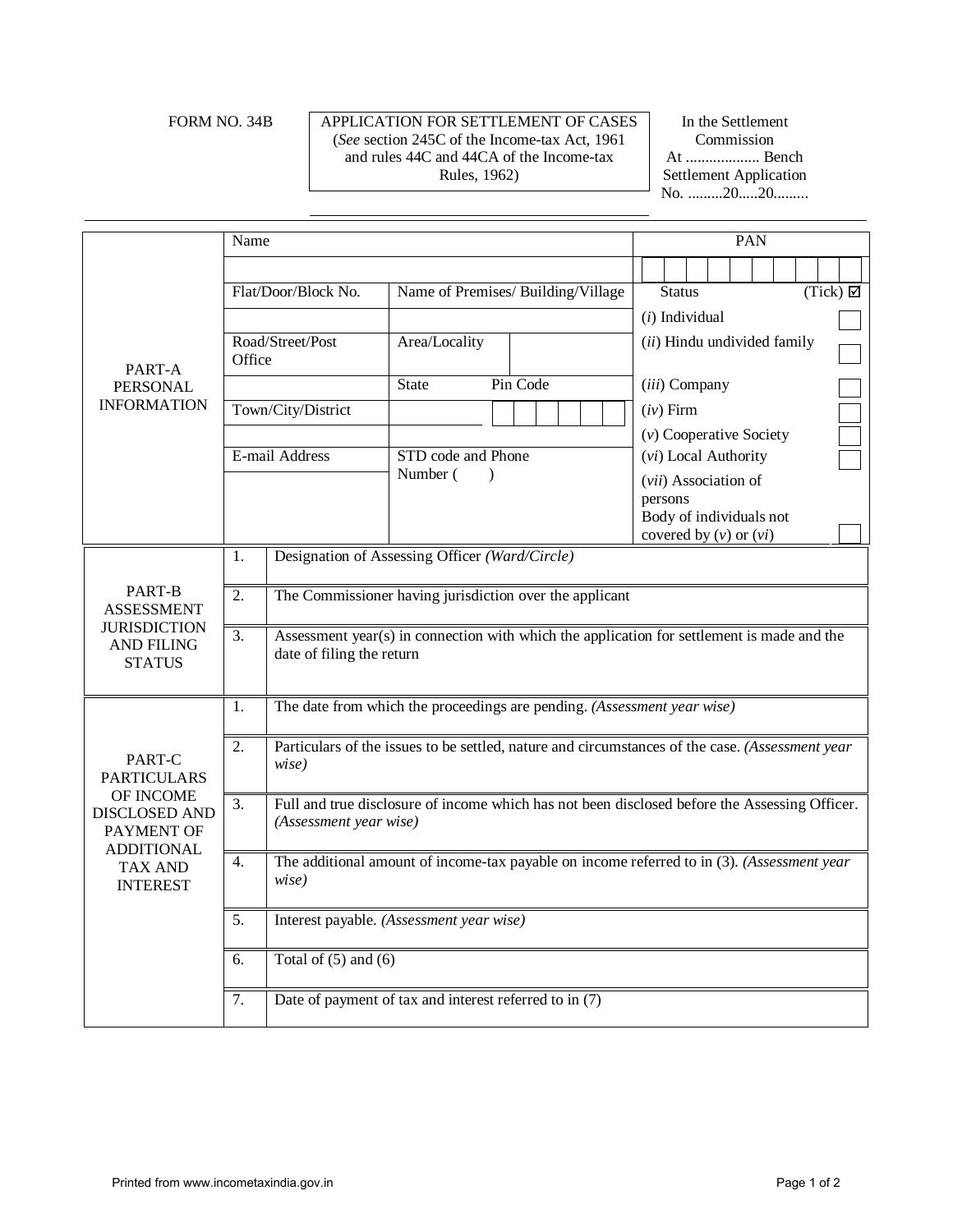FORM NO. 34B

**APPLICATION FOR SETTLEMENT OF CASES**
(*See* section 245C of the Income-tax Act, 1961 and rules 44C and 44CA of the Income-tax Rules, 1962)

In the Settlement Commission
At .................. Bench
Settlement Application No. .........20.....20.........

| PART-A PERSONAL INFORMATION | | | |
|---|---|---|---|
| Name | | | PAN |
| | | | |
| Flat/Door/Block No. | Name of Premises/ Building/Village | | Status (Tick) ☑ |
| | | | (*i*) Individual ☐ |
| Road/Street/Post Office | Area/Locality | | (*ii*) Hindu undivided family ☐ |
| | State | Pin Code | (*iii*) Company ☐ |
| Town/City/District | | | (*iv*) Firm ☐ |
| | | | (*v*) Cooperative Society ☐ |
| E-mail Address | STD code and Phone Number ( ) | | (*vi*) Local Authority ☐ |
| | | | (*vii*) Association of persons Body of individuals not covered by (*v*) or (*vi*) ☐ |

| PART-B ASSESSMENT JURISDICTION AND FILING STATUS | | |
|---|---|---|
| | 1. | Designation of Assessing Officer *(Ward/Circle)* |
| | 2. | The Commissioner having jurisdiction over the applicant |
| | 3. | Assessment year(s) in connection with which the application for settlement is made and the date of filing the return |

| PART-C PARTICULARS OF INCOME DISCLOSED AND PAYMENT OF ADDITIONAL TAX AND INTEREST | | |
|---|---|---|
| | 1. | The date from which the proceedings are pending. *(Assessment year wise)* |
| | 2. | Particulars of the issues to be settled, nature and circumstances of the case. *(Assessment year wise)* |
| | 3. | Full and true disclosure of income which has not been disclosed before the Assessing Officer. *(Assessment year wise)* |
| | 4. | The additional amount of income-tax payable on income referred to in (3). *(Assessment year wise)* |
| | 5. | Interest payable. *(Assessment year wise)* |
| | 6. | Total of (5) and (6) |
| | 7. | Date of payment of tax and interest referred to in (7) |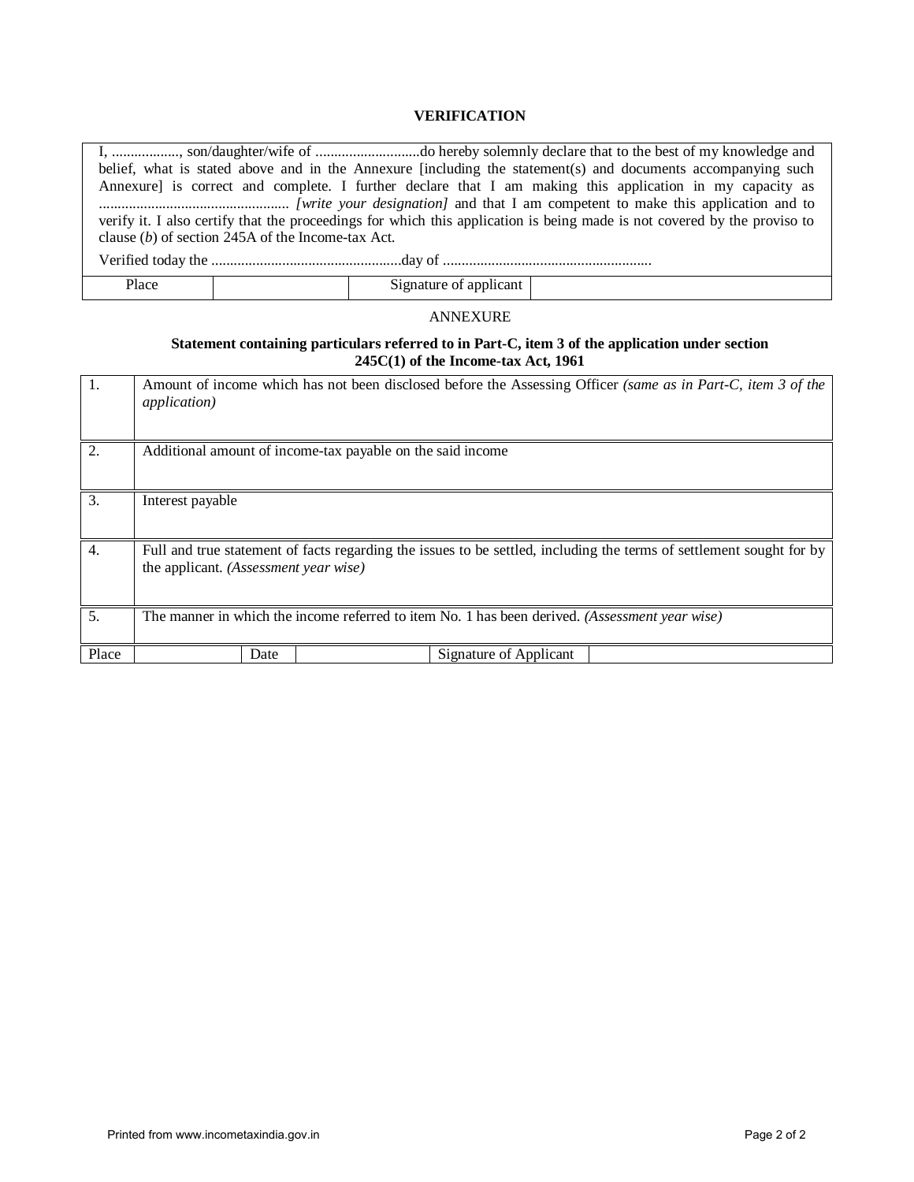## VERIFICATION

I, .................., son/daughter/wife of ............................do hereby solemnly declare that to the best of my knowledge and belief, what is stated above and in the Annexure [including the statement(s) and documents accompanying such Annexure] is correct and complete. I further declare that I am making this application in my capacity as .................................................. *[write your designation]* and that I am competent to make this application and to verify it. I also certify that the proceedings for which this application is being made is not covered by the proviso to clause (*b*) of section 245A of the Income-tax Act.

Verified today the ..................................................day of .......................................................

| | | | |
|---|---|---|---|
| Place | | Signature of applicant | |

ANNEXURE

**Statement containing particulars referred to in Part-C, item 3 of the application under section 245C(1) of the Income-tax Act, 1961**

| | |
|---|---|
| 1. | Amount of income which has not been disclosed before the Assessing Officer *(same as in Part-C, item 3 of the application)* |
| 2. | Additional amount of income-tax payable on the said income |
| 3. | Interest payable |
| 4. | Full and true statement of facts regarding the issues to be settled, including the terms of settlement sought for by the applicant. *(Assessment year wise)* |
| 5. | The manner in which the income referred to item No. 1 has been derived. *(Assessment year wise)* |

| | | | | | |
|---|---|---|---|---|---|
| Place | | Date | | Signature of Applicant | |